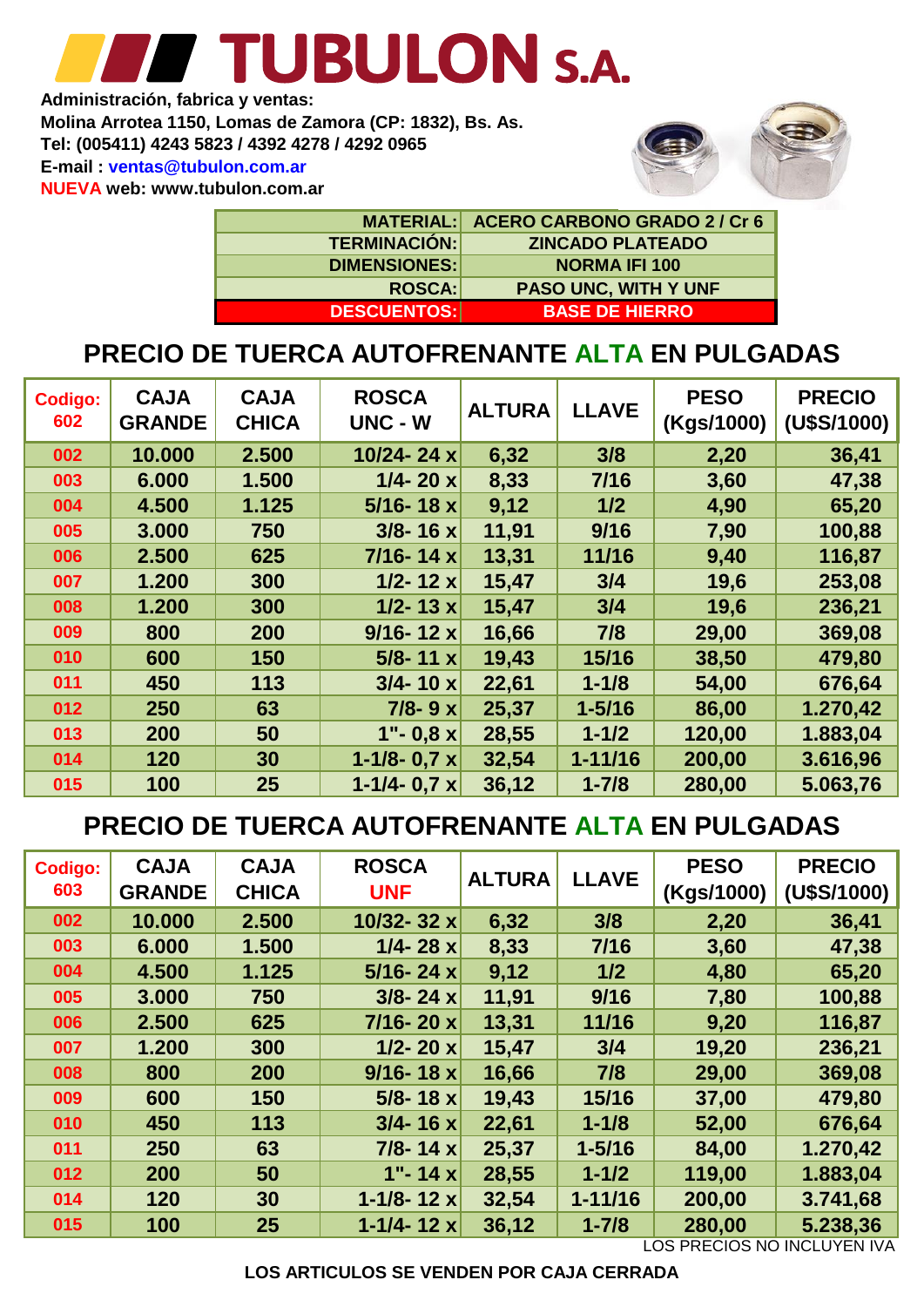# TUBULON S.A.

**Administración, fabrica y ventas:**
**Molina Arrotea 1150, Lomas de Zamora (CP: 1832), Bs. As.**
**Tel: (005411) 4243 5823 / 4392 4278 / 4292 0965**
**E-mail : ventas@tubulon.com.ar**
**NUEVA web: www.tubulon.com.ar**

| | |
|---|---|
| MATERIAL: | ACERO CARBONO GRADO 2 / Cr 6 |
| TERMINACIÓN: | ZINCADO PLATEADO |
| DIMENSIONES: | NORMA IFI 100 |
| ROSCA: | PASO UNC, WITH Y UNF |
| DESCUENTOS: | BASE DE HIERRO |

## PRECIO DE TUERCA AUTOFRENANTE ALTA EN PULGADAS

| Codigo: 602 | CAJA GRANDE | CAJA CHICA | ROSCA UNC - W | ALTURA | LLAVE | PESO (Kgs/1000) | PRECIO (U$S/1000) |
|---|---|---|---|---|---|---|---|
| 002 | 10.000 | 2.500 | 10/24- 24 x | 6,32 | 3/8 | 2,20 | 36,41 |
| 003 | 6.000 | 1.500 | 1/4- 20 x | 8,33 | 7/16 | 3,60 | 47,38 |
| 004 | 4.500 | 1.125 | 5/16- 18 x | 9,12 | 1/2 | 4,90 | 65,20 |
| 005 | 3.000 | 750 | 3/8- 16 x | 11,91 | 9/16 | 7,90 | 100,88 |
| 006 | 2.500 | 625 | 7/16- 14 x | 13,31 | 11/16 | 9,40 | 116,87 |
| 007 | 1.200 | 300 | 1/2- 12 x | 15,47 | 3/4 | 19,6 | 253,08 |
| 008 | 1.200 | 300 | 1/2- 13 x | 15,47 | 3/4 | 19,6 | 236,21 |
| 009 | 800 | 200 | 9/16- 12 x | 16,66 | 7/8 | 29,00 | 369,08 |
| 010 | 600 | 150 | 5/8- 11 x | 19,43 | 15/16 | 38,50 | 479,80 |
| 011 | 450 | 113 | 3/4- 10 x | 22,61 | 1-1/8 | 54,00 | 676,64 |
| 012 | 250 | 63 | 7/8- 9 x | 25,37 | 1-5/16 | 86,00 | 1.270,42 |
| 013 | 200 | 50 | 1"- 0,8 x | 28,55 | 1-1/2 | 120,00 | 1.883,04 |
| 014 | 120 | 30 | 1-1/8- 0,7 x | 32,54 | 1-11/16 | 200,00 | 3.616,96 |
| 015 | 100 | 25 | 1-1/4- 0,7 x | 36,12 | 1-7/8 | 280,00 | 5.063,76 |

## PRECIO DE TUERCA AUTOFRENANTE ALTA EN PULGADAS

| Codigo: 603 | CAJA GRANDE | CAJA CHICA | ROSCA UNF | ALTURA | LLAVE | PESO (Kgs/1000) | PRECIO (U$S/1000) |
|---|---|---|---|---|---|---|---|
| 002 | 10.000 | 2.500 | 10/32- 32 x | 6,32 | 3/8 | 2,20 | 36,41 |
| 003 | 6.000 | 1.500 | 1/4- 28 x | 8,33 | 7/16 | 3,60 | 47,38 |
| 004 | 4.500 | 1.125 | 5/16- 24 x | 9,12 | 1/2 | 4,80 | 65,20 |
| 005 | 3.000 | 750 | 3/8- 24 x | 11,91 | 9/16 | 7,80 | 100,88 |
| 006 | 2.500 | 625 | 7/16- 20 x | 13,31 | 11/16 | 9,20 | 116,87 |
| 007 | 1.200 | 300 | 1/2- 20 x | 15,47 | 3/4 | 19,20 | 236,21 |
| 008 | 800 | 200 | 9/16- 18 x | 16,66 | 7/8 | 29,00 | 369,08 |
| 009 | 600 | 150 | 5/8- 18 x | 19,43 | 15/16 | 37,00 | 479,80 |
| 010 | 450 | 113 | 3/4- 16 x | 22,61 | 1-1/8 | 52,00 | 676,64 |
| 011 | 250 | 63 | 7/8- 14 x | 25,37 | 1-5/16 | 84,00 | 1.270,42 |
| 012 | 200 | 50 | 1"- 14 x | 28,55 | 1-1/2 | 119,00 | 1.883,04 |
| 014 | 120 | 30 | 1-1/8- 12 x | 32,54 | 1-11/16 | 200,00 | 3.741,68 |
| 015 | 100 | 25 | 1-1/4- 12 x | 36,12 | 1-7/8 | 280,00 | 5.238,36 |

LOS PRECIOS NO INCLUYEN IVA

**LOS ARTICULOS SE VENDEN POR CAJA CERRADA**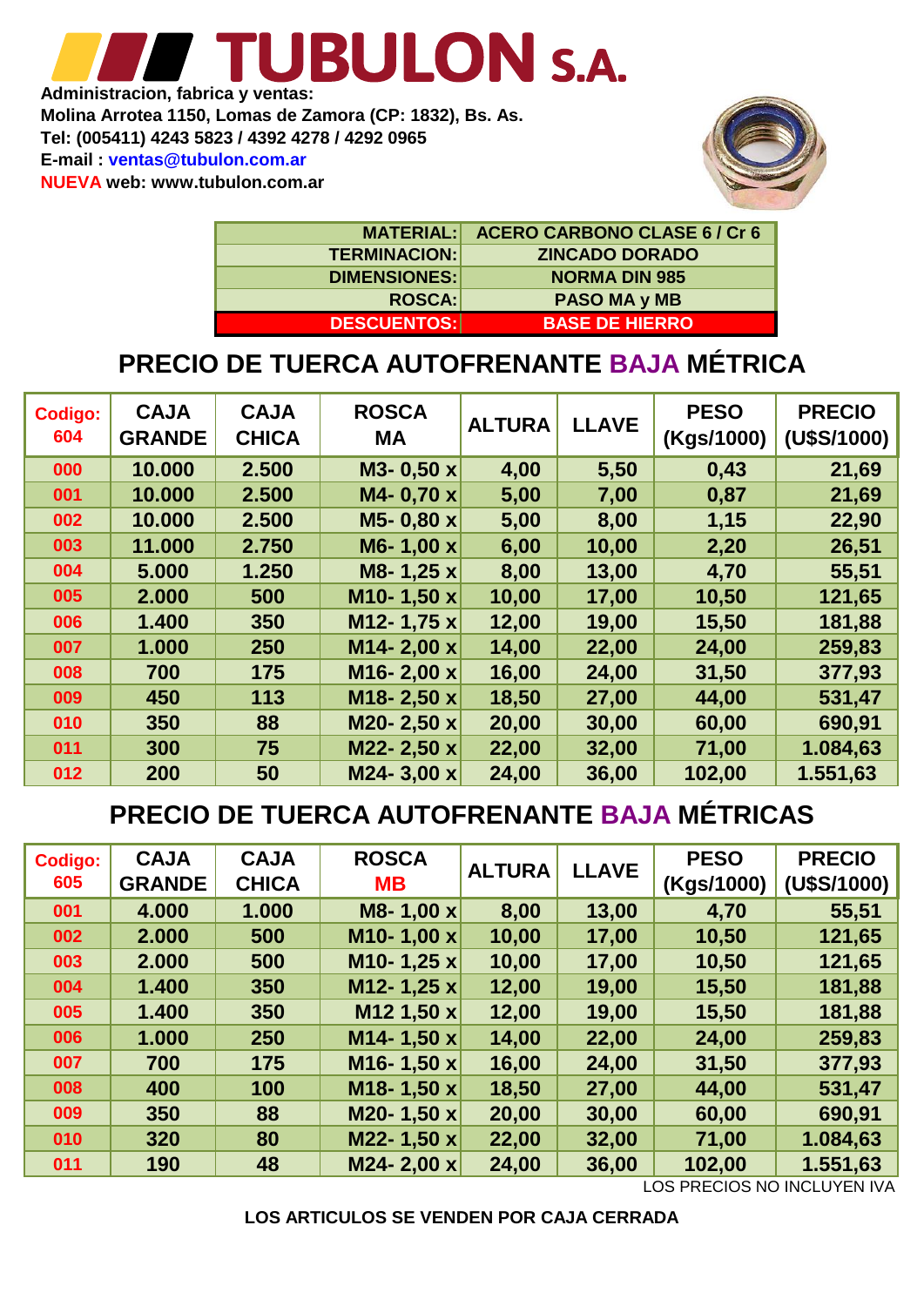# TUBULON S.A.

**Administracion, fabrica y ventas:**
**Molina Arrotea 1150, Lomas de Zamora (CP: 1832), Bs. As.**
**Tel: (005411) 4243 5823 / 4392 4278 / 4292 0965**
**E-mail : ventas@tubulon.com.ar**
**NUEVA web: www.tubulon.com.ar**

| | |
|---|---|
| MATERIAL: | ACERO CARBONO CLASE 6 / Cr 6 |
| TERMINACION: | ZINCADO DORADO |
| DIMENSIONES: | NORMA DIN 985 |
| ROSCA: | PASO MA y MB |
| DESCUENTOS: | BASE DE HIERRO |

## PRECIO DE TUERCA AUTOFRENANTE BAJA MÉTRICA

| Codigo: 604 | CAJA GRANDE | CAJA CHICA | ROSCA MA | ALTURA | LLAVE | PESO (Kgs/1000) | PRECIO (U$S/1000) |
|---|---|---|---|---|---|---|---|
| 000 | 10.000 | 2.500 | M3- 0,50 x | 4,00 | 5,50 | 0,43 | 21,69 |
| 001 | 10.000 | 2.500 | M4- 0,70 x | 5,00 | 7,00 | 0,87 | 21,69 |
| 002 | 10.000 | 2.500 | M5- 0,80 x | 5,00 | 8,00 | 1,15 | 22,90 |
| 003 | 11.000 | 2.750 | M6- 1,00 x | 6,00 | 10,00 | 2,20 | 26,51 |
| 004 | 5.000 | 1.250 | M8- 1,25 x | 8,00 | 13,00 | 4,70 | 55,51 |
| 005 | 2.000 | 500 | M10- 1,50 x | 10,00 | 17,00 | 10,50 | 121,65 |
| 006 | 1.400 | 350 | M12- 1,75 x | 12,00 | 19,00 | 15,50 | 181,88 |
| 007 | 1.000 | 250 | M14- 2,00 x | 14,00 | 22,00 | 24,00 | 259,83 |
| 008 | 700 | 175 | M16- 2,00 x | 16,00 | 24,00 | 31,50 | 377,93 |
| 009 | 450 | 113 | M18- 2,50 x | 18,50 | 27,00 | 44,00 | 531,47 |
| 010 | 350 | 88 | M20- 2,50 x | 20,00 | 30,00 | 60,00 | 690,91 |
| 011 | 300 | 75 | M22- 2,50 x | 22,00 | 32,00 | 71,00 | 1.084,63 |
| 012 | 200 | 50 | M24- 3,00 x | 24,00 | 36,00 | 102,00 | 1.551,63 |

## PRECIO DE TUERCA AUTOFRENANTE BAJA MÉTRICAS

| Codigo: 605 | CAJA GRANDE | CAJA CHICA | ROSCA MB | ALTURA | LLAVE | PESO (Kgs/1000) | PRECIO (U$S/1000) |
|---|---|---|---|---|---|---|---|
| 001 | 4.000 | 1.000 | M8- 1,00 x | 8,00 | 13,00 | 4,70 | 55,51 |
| 002 | 2.000 | 500 | M10- 1,00 x | 10,00 | 17,00 | 10,50 | 121,65 |
| 003 | 2.000 | 500 | M10- 1,25 x | 10,00 | 17,00 | 10,50 | 121,65 |
| 004 | 1.400 | 350 | M12- 1,25 x | 12,00 | 19,00 | 15,50 | 181,88 |
| 005 | 1.400 | 350 | M12 1,50 x | 12,00 | 19,00 | 15,50 | 181,88 |
| 006 | 1.000 | 250 | M14- 1,50 x | 14,00 | 22,00 | 24,00 | 259,83 |
| 007 | 700 | 175 | M16- 1,50 x | 16,00 | 24,00 | 31,50 | 377,93 |
| 008 | 400 | 100 | M18- 1,50 x | 18,50 | 27,00 | 44,00 | 531,47 |
| 009 | 350 | 88 | M20- 1,50 x | 20,00 | 30,00 | 60,00 | 690,91 |
| 010 | 320 | 80 | M22- 1,50 x | 22,00 | 32,00 | 71,00 | 1.084,63 |
| 011 | 190 | 48 | M24- 2,00 x | 24,00 | 36,00 | 102,00 | 1.551,63 |

LOS PRECIOS NO INCLUYEN IVA

**LOS ARTICULOS SE VENDEN POR CAJA CERRADA**